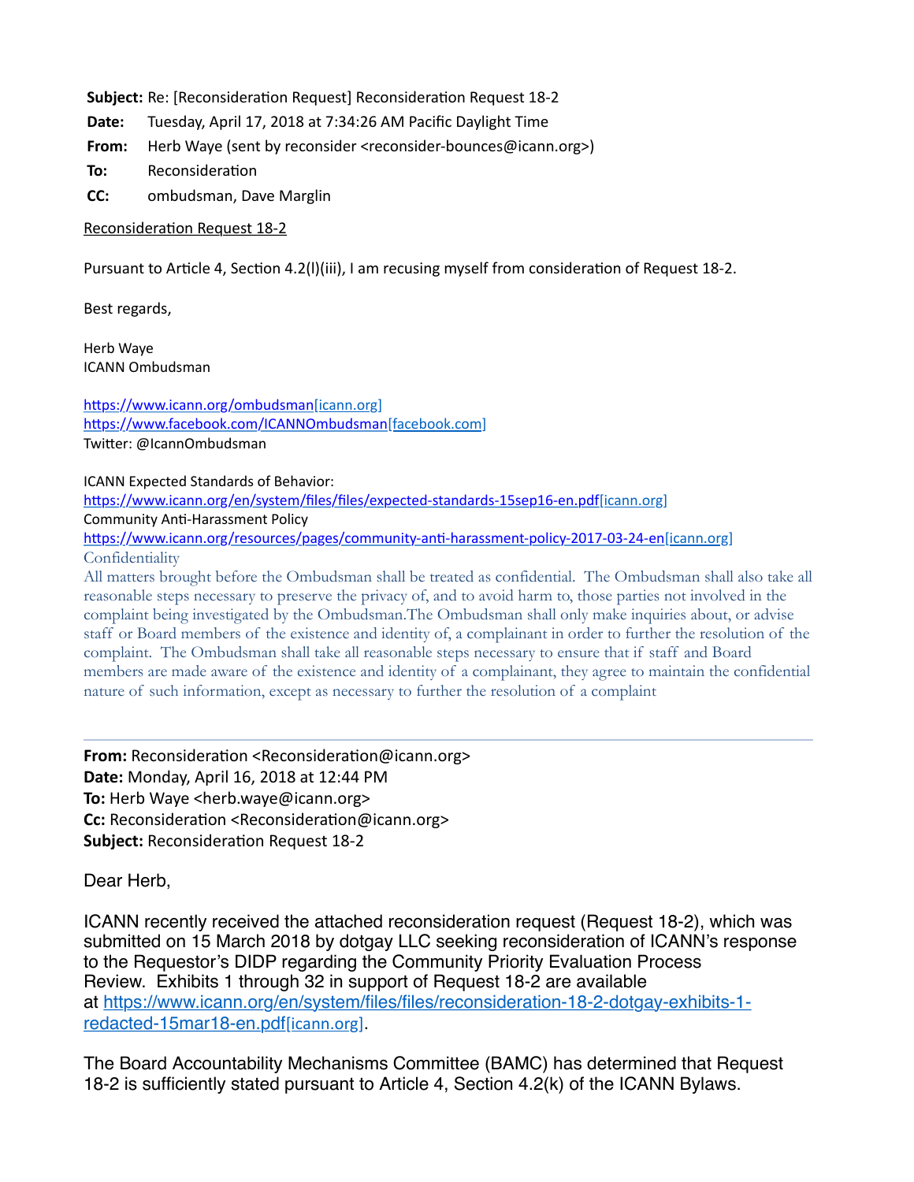**Subject:** Re: [Reconsideration Request] Reconsideration Request 18-2
**Date:** Tuesday, April 17, 2018 at 7:34:26 AM Pacific Daylight Time
**From:** Herb Waye (sent by reconsider <reconsider-bounces@icann.org>)
**To:** Reconsideration
**CC:** ombudsman, Dave Marglin

Reconsideration Request 18-2

Pursuant to Article 4, Section 4.2(l)(iii), I am recusing myself from consideration of Request 18-2.

Best regards,

Herb Waye
ICANN Ombudsman

https://www.icann.org/ombudsman[icann.org]
https://www.facebook.com/ICANNOmbudsman[facebook.com]
Twitter: @IcannOmbudsman

ICANN Expected Standards of Behavior:
https://www.icann.org/en/system/files/files/expected-standards-15sep16-en.pdf[icann.org]
Community Anti-Harassment Policy
https://www.icann.org/resources/pages/community-anti-harassment-policy-2017-03-24-en[icann.org]
Confidentiality
All matters brought before the Ombudsman shall be treated as confidential. The Ombudsman shall also take all reasonable steps necessary to preserve the privacy of, and to avoid harm to, those parties not involved in the complaint being investigated by the Ombudsman.The Ombudsman shall only make inquiries about, or advise staff or Board members of the existence and identity of, a complainant in order to further the resolution of the complaint. The Ombudsman shall take all reasonable steps necessary to ensure that if staff and Board members are made aware of the existence and identity of a complainant, they agree to maintain the confidential nature of such information, except as necessary to further the resolution of a complaint

---

**From:** Reconsideration <Reconsideration@icann.org>
**Date:** Monday, April 16, 2018 at 12:44 PM
**To:** Herb Waye <herb.waye@icann.org>
**Cc:** Reconsideration <Reconsideration@icann.org>
**Subject:** Reconsideration Request 18-2

Dear Herb,

ICANN recently received the attached reconsideration request (Request 18-2), which was submitted on 15 March 2018 by dotgay LLC seeking reconsideration of ICANN's response to the Requestor's DIDP regarding the Community Priority Evaluation Process Review. Exhibits 1 through 32 in support of Request 18-2 are available at https://www.icann.org/en/system/files/files/reconsideration-18-2-dotgay-exhibits-1-redacted-15mar18-en.pdf[icann.org].

The Board Accountability Mechanisms Committee (BAMC) has determined that Request 18-2 is sufficiently stated pursuant to Article 4, Section 4.2(k) of the ICANN Bylaws.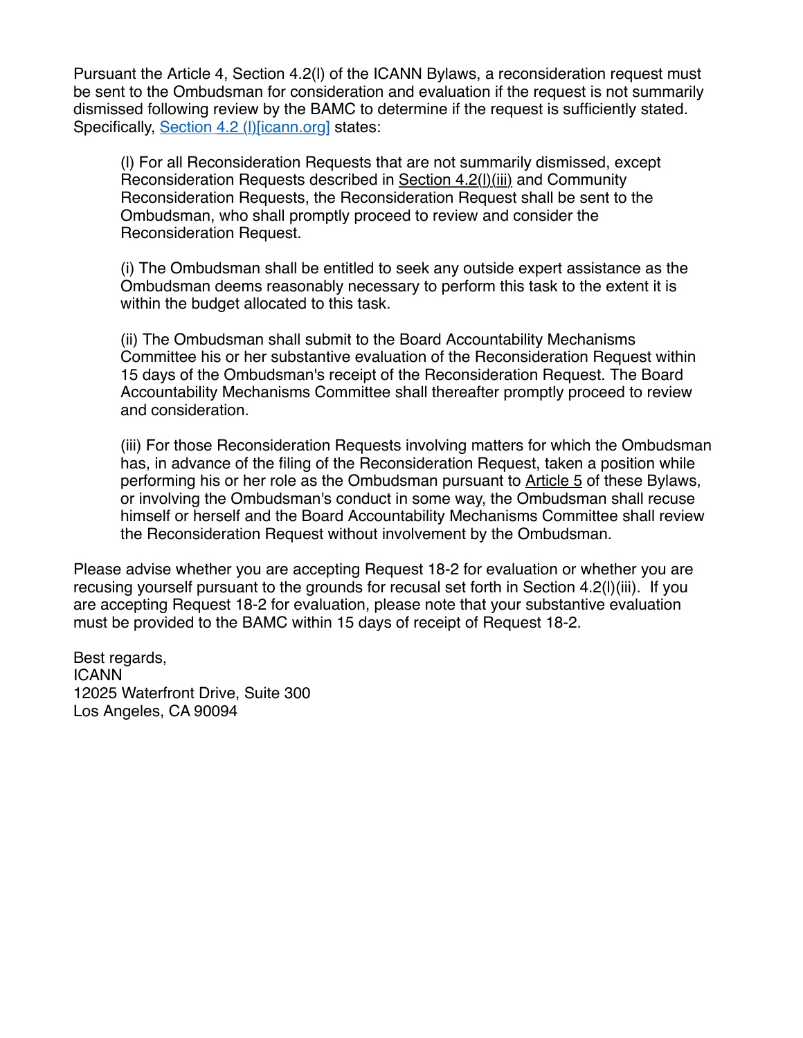Pursuant the Article 4, Section 4.2(l) of the ICANN Bylaws, a reconsideration request must be sent to the Ombudsman for consideration and evaluation if the request is not summarily dismissed following review by the BAMC to determine if the request is sufficiently stated. Specifically, [Section 4.2 (l)[icann.org]](#) states:

> (l) For all Reconsideration Requests that are not summarily dismissed, except Reconsideration Requests described in Section 4.2(l)(iii) and Community Reconsideration Requests, the Reconsideration Request shall be sent to the Ombudsman, who shall promptly proceed to review and consider the Reconsideration Request.
>
> (i) The Ombudsman shall be entitled to seek any outside expert assistance as the Ombudsman deems reasonably necessary to perform this task to the extent it is within the budget allocated to this task.
>
> (ii) The Ombudsman shall submit to the Board Accountability Mechanisms Committee his or her substantive evaluation of the Reconsideration Request within 15 days of the Ombudsman's receipt of the Reconsideration Request. The Board Accountability Mechanisms Committee shall thereafter promptly proceed to review and consideration.
>
> (iii) For those Reconsideration Requests involving matters for which the Ombudsman has, in advance of the filing of the Reconsideration Request, taken a position while performing his or her role as the Ombudsman pursuant to Article 5 of these Bylaws, or involving the Ombudsman's conduct in some way, the Ombudsman shall recuse himself or herself and the Board Accountability Mechanisms Committee shall review the Reconsideration Request without involvement by the Ombudsman.

Please advise whether you are accepting Request 18-2 for evaluation or whether you are recusing yourself pursuant to the grounds for recusal set forth in Section 4.2(l)(iii). If you are accepting Request 18-2 for evaluation, please note that your substantive evaluation must be provided to the BAMC within 15 days of receipt of Request 18-2.

Best regards,
ICANN
12025 Waterfront Drive, Suite 300
Los Angeles, CA 90094